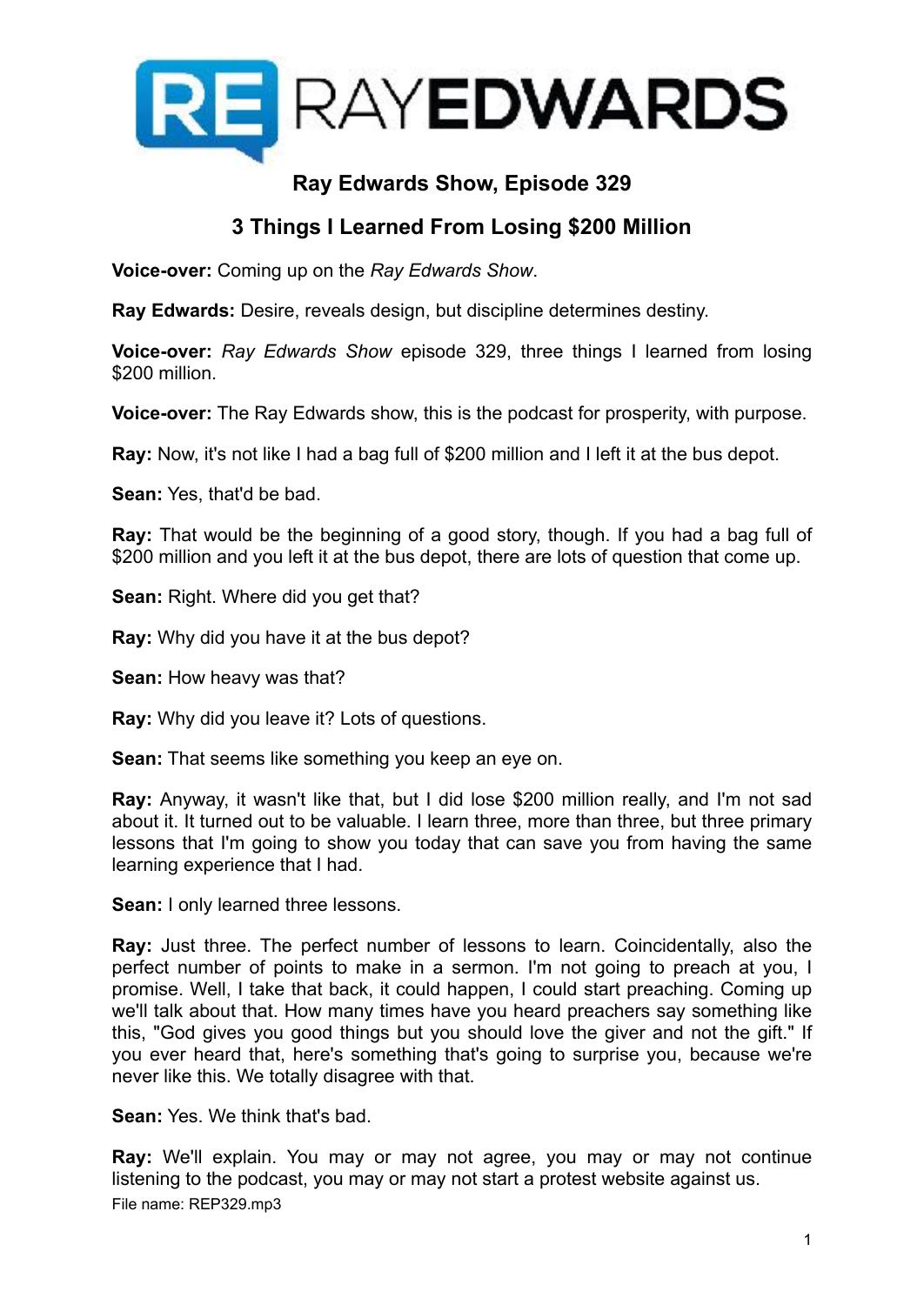# RAYEDWARDS

## Ray Edwards Show, Episode 329

## 3 Things I Learned From Losing $200 Million

**Voice-over:** Coming up on the *Ray Edwards Show*.

**Ray Edwards:** Desire, reveals design, but discipline determines destiny.

**Voice-over:** *Ray Edwards Show* episode 329, three things I learned from losing $200 million.

**Voice-over:** The Ray Edwards show, this is the podcast for prosperity, with purpose.

**Ray:** Now, it's not like I had a bag full of $200 million and I left it at the bus depot.

**Sean:** Yes, that'd be bad.

**Ray:** That would be the beginning of a good story, though. If you had a bag full of $200 million and you left it at the bus depot, there are lots of question that come up.

**Sean:** Right. Where did you get that?

**Ray:** Why did you have it at the bus depot?

**Sean:** How heavy was that?

**Ray:** Why did you leave it? Lots of questions.

**Sean:** That seems like something you keep an eye on.

**Ray:** Anyway, it wasn't like that, but I did lose $200 million really, and I'm not sad about it. It turned out to be valuable. I learn three, more than three, but three primary lessons that I'm going to show you today that can save you from having the same learning experience that I had.

**Sean:** I only learned three lessons.

**Ray:** Just three. The perfect number of lessons to learn. Coincidentally, also the perfect number of points to make in a sermon. I'm not going to preach at you, I promise. Well, I take that back, it could happen, I could start preaching. Coming up we'll talk about that. How many times have you heard preachers say something like this, "God gives you good things but you should love the giver and not the gift." If you ever heard that, here's something that's going to surprise you, because we're never like this. We totally disagree with that.

**Sean:** Yes. We think that's bad.

**Ray:** We'll explain. You may or may not agree, you may or may not continue listening to the podcast, you may or may not start a protest website against us.

File name: REP329.mp3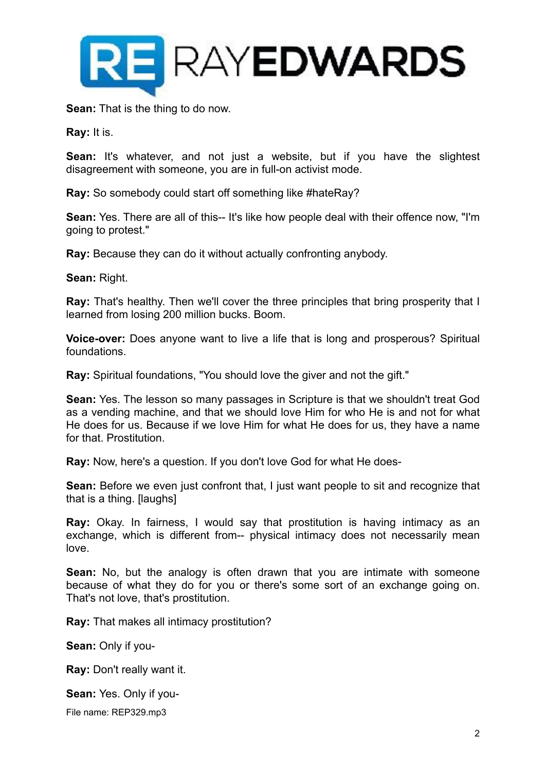**Sean:** That is the thing to do now.

**Ray:** It is.

**Sean:** It's whatever, and not just a website, but if you have the slightest disagreement with someone, you are in full-on activist mode.

**Ray:** So somebody could start off something like #hateRay?

**Sean:** Yes. There are all of this-- It's like how people deal with their offence now, "I'm going to protest."

**Ray:** Because they can do it without actually confronting anybody.

**Sean:** Right.

**Ray:** That's healthy. Then we'll cover the three principles that bring prosperity that I learned from losing 200 million bucks. Boom.

**Voice-over:** Does anyone want to live a life that is long and prosperous? Spiritual foundations.

**Ray:** Spiritual foundations, "You should love the giver and not the gift."

**Sean:** Yes. The lesson so many passages in Scripture is that we shouldn't treat God as a vending machine, and that we should love Him for who He is and not for what He does for us. Because if we love Him for what He does for us, they have a name for that. Prostitution.

**Ray:** Now, here's a question. If you don't love God for what He does-

**Sean:** Before we even just confront that, I just want people to sit and recognize that that is a thing. [laughs]

**Ray:** Okay. In fairness, I would say that prostitution is having intimacy as an exchange, which is different from-- physical intimacy does not necessarily mean love.

**Sean:** No, but the analogy is often drawn that you are intimate with someone because of what they do for you or there's some sort of an exchange going on. That's not love, that's prostitution.

**Ray:** That makes all intimacy prostitution?

**Sean:** Only if you-

**Ray:** Don't really want it.

**Sean:** Yes. Only if you-

File name: REP329.mp3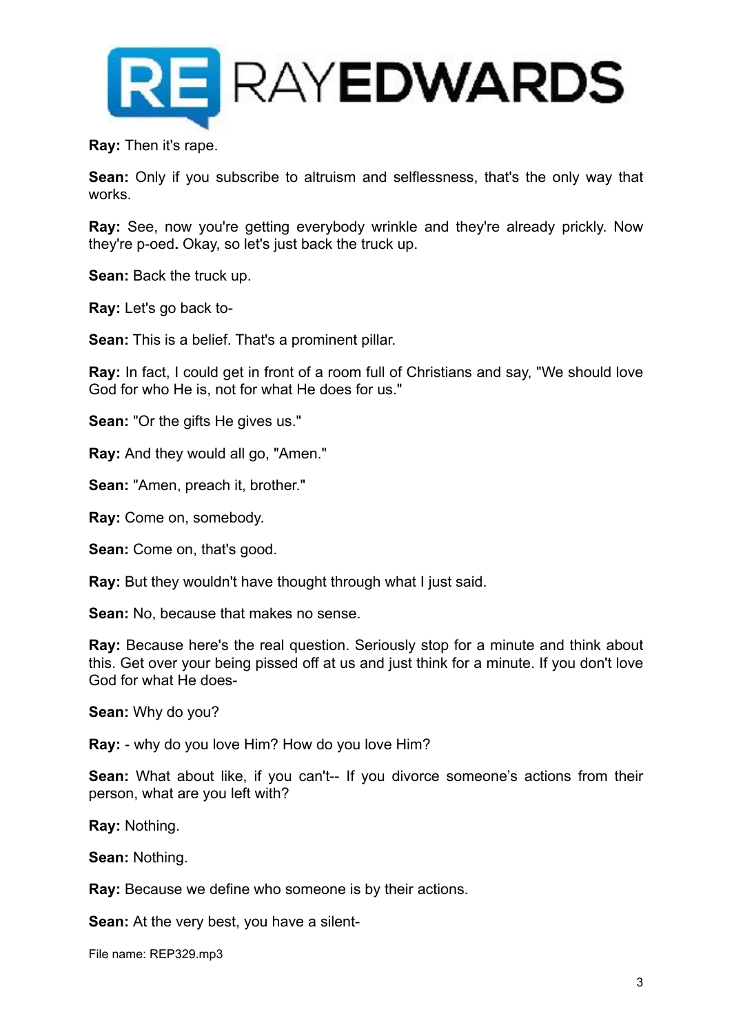**Ray:** Then it's rape.

**Sean:** Only if you subscribe to altruism and selflessness, that's the only way that works.

**Ray:** See, now you're getting everybody wrinkle and they're already prickly. Now they're p-oed**.** Okay, so let's just back the truck up.

**Sean:** Back the truck up.

**Ray:** Let's go back to-

**Sean:** This is a belief. That's a prominent pillar.

**Ray:** In fact, I could get in front of a room full of Christians and say, "We should love God for who He is, not for what He does for us."

**Sean:** "Or the gifts He gives us."

**Ray:** And they would all go, "Amen."

**Sean:** "Amen, preach it, brother."

**Ray:** Come on, somebody.

**Sean:** Come on, that's good.

**Ray:** But they wouldn't have thought through what I just said.

**Sean:** No, because that makes no sense.

**Ray:** Because here's the real question. Seriously stop for a minute and think about this. Get over your being pissed off at us and just think for a minute. If you don't love God for what He does-

**Sean:** Why do you?

**Ray:** - why do you love Him? How do you love Him?

**Sean:** What about like, if you can't-- If you divorce someone's actions from their person, what are you left with?

**Ray:** Nothing.

**Sean:** Nothing.

**Ray:** Because we define who someone is by their actions.

**Sean:** At the very best, you have a silent-

File name: REP329.mp3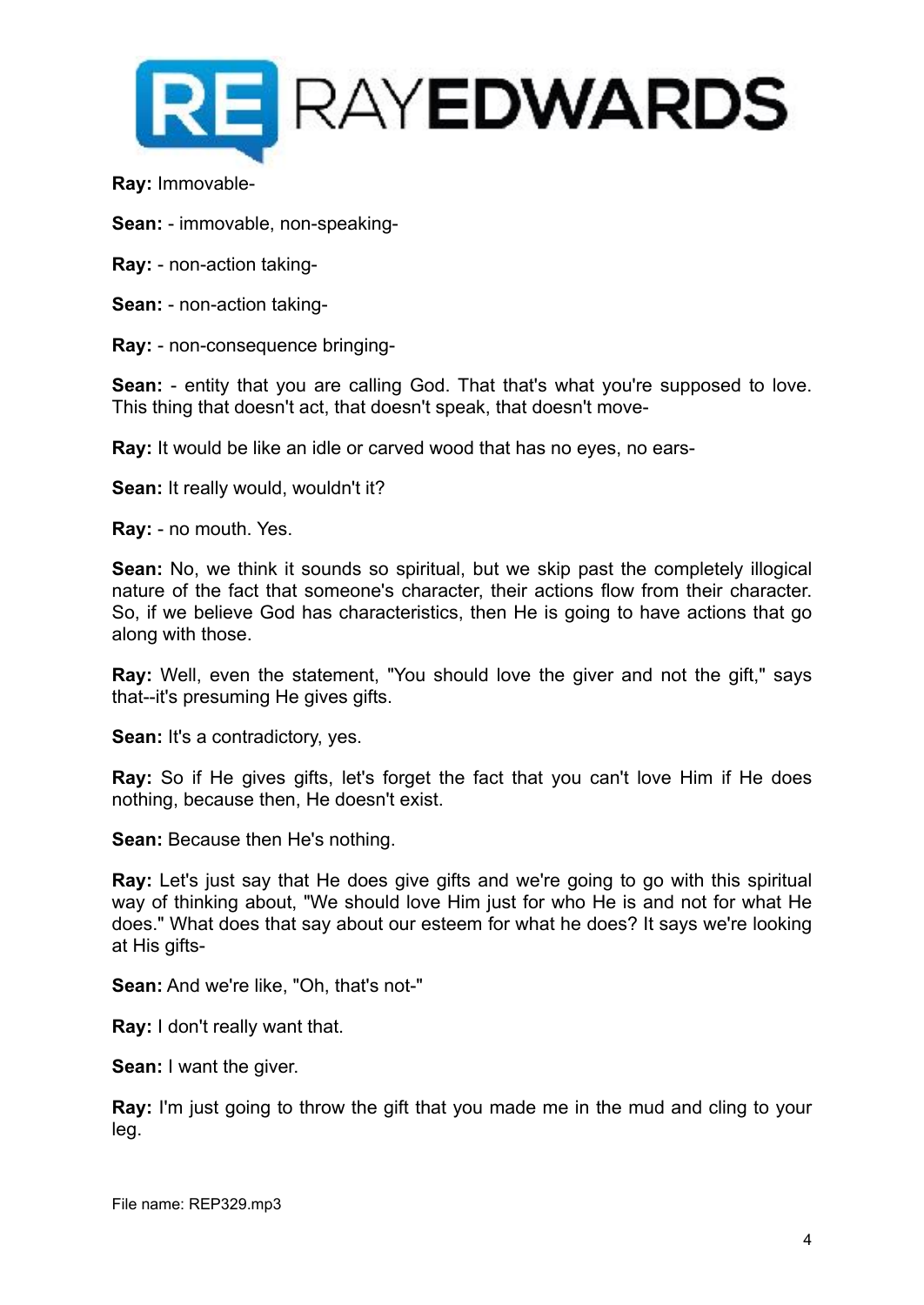**Ray:** Immovable-

**Sean:** - immovable, non-speaking-

**Ray:** - non-action taking-

**Sean:** - non-action taking-

**Ray:** - non-consequence bringing-

**Sean:** - entity that you are calling God. That that's what you're supposed to love. This thing that doesn't act, that doesn't speak, that doesn't move-

**Ray:** It would be like an idle or carved wood that has no eyes, no ears-

**Sean:** It really would, wouldn't it?

**Ray:** - no mouth. Yes.

**Sean:** No, we think it sounds so spiritual, but we skip past the completely illogical nature of the fact that someone's character, their actions flow from their character. So, if we believe God has characteristics, then He is going to have actions that go along with those.

**Ray:** Well, even the statement, "You should love the giver and not the gift," says that--it's presuming He gives gifts.

**Sean:** It's a contradictory, yes.

**Ray:** So if He gives gifts, let's forget the fact that you can't love Him if He does nothing, because then, He doesn't exist.

**Sean:** Because then He's nothing.

**Ray:** Let's just say that He does give gifts and we're going to go with this spiritual way of thinking about, "We should love Him just for who He is and not for what He does." What does that say about our esteem for what he does? It says we're looking at His gifts-

**Sean:** And we're like, "Oh, that's not-"

**Ray:** I don't really want that.

**Sean:** I want the giver.

**Ray:** I'm just going to throw the gift that you made me in the mud and cling to your leg.

File name: REP329.mp3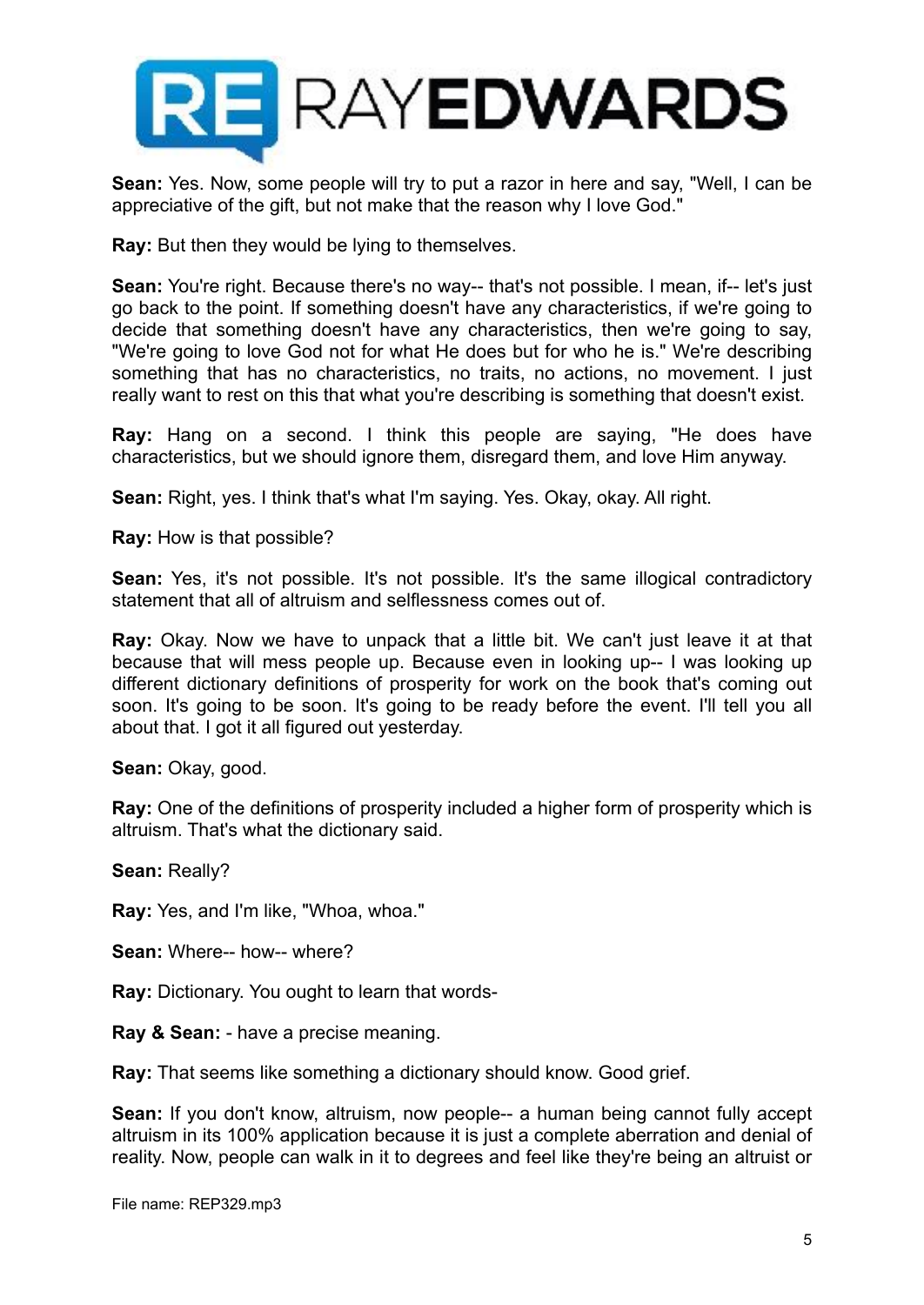**Sean:** Yes. Now, some people will try to put a razor in here and say, "Well, I can be appreciative of the gift, but not make that the reason why I love God."

**Ray:** But then they would be lying to themselves.

**Sean:** You're right. Because there's no way-- that's not possible. I mean, if-- let's just go back to the point. If something doesn't have any characteristics, if we're going to decide that something doesn't have any characteristics, then we're going to say, "We're going to love God not for what He does but for who he is." We're describing something that has no characteristics, no traits, no actions, no movement. I just really want to rest on this that what you're describing is something that doesn't exist.

**Ray:** Hang on a second. I think this people are saying, "He does have characteristics, but we should ignore them, disregard them, and love Him anyway.

**Sean:** Right, yes. I think that's what I'm saying. Yes. Okay, okay. All right.

**Ray:** How is that possible?

**Sean:** Yes, it's not possible. It's not possible. It's the same illogical contradictory statement that all of altruism and selflessness comes out of.

**Ray:** Okay. Now we have to unpack that a little bit. We can't just leave it at that because that will mess people up. Because even in looking up-- I was looking up different dictionary definitions of prosperity for work on the book that's coming out soon. It's going to be soon. It's going to be ready before the event. I'll tell you all about that. I got it all figured out yesterday.

**Sean:** Okay, good.

**Ray:** One of the definitions of prosperity included a higher form of prosperity which is altruism. That's what the dictionary said.

**Sean:** Really?

**Ray:** Yes, and I'm like, "Whoa, whoa."

**Sean:** Where-- how-- where?

**Ray:** Dictionary. You ought to learn that words-

**Ray & Sean:** - have a precise meaning.

**Ray:** That seems like something a dictionary should know. Good grief.

**Sean:** If you don't know, altruism, now people-- a human being cannot fully accept altruism in its 100% application because it is just a complete aberration and denial of reality. Now, people can walk in it to degrees and feel like they're being an altruist or

File name: REP329.mp3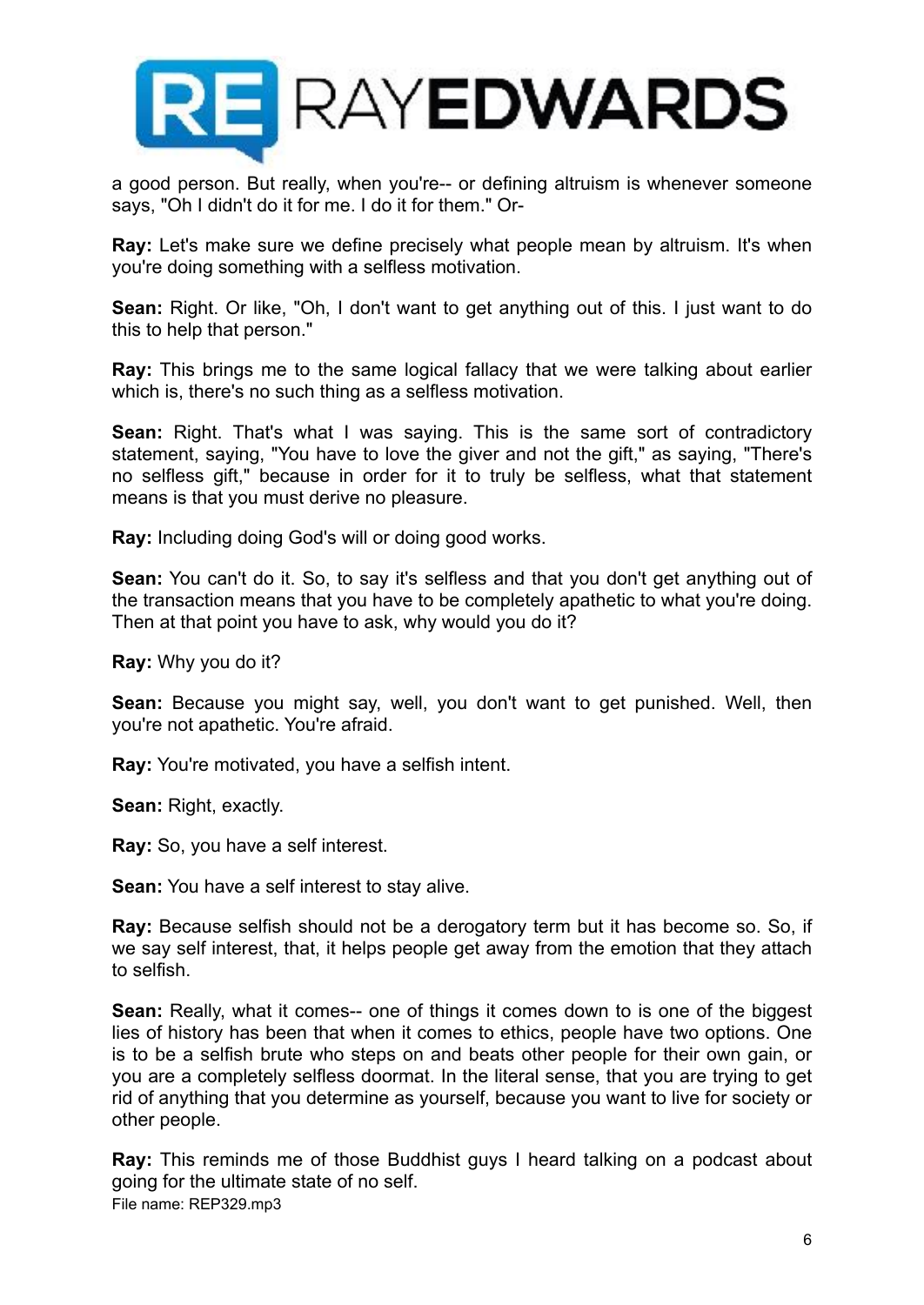a good person. But really, when you're-- or defining altruism is whenever someone says, "Oh I didn't do it for me. I do it for them." Or-

**Ray:** Let's make sure we define precisely what people mean by altruism. It's when you're doing something with a selfless motivation.

**Sean:** Right. Or like, "Oh, I don't want to get anything out of this. I just want to do this to help that person."

**Ray:** This brings me to the same logical fallacy that we were talking about earlier which is, there's no such thing as a selfless motivation.

**Sean:** Right. That's what I was saying. This is the same sort of contradictory statement, saying, "You have to love the giver and not the gift," as saying, "There's no selfless gift," because in order for it to truly be selfless, what that statement means is that you must derive no pleasure.

**Ray:** Including doing God's will or doing good works.

**Sean:** You can't do it. So, to say it's selfless and that you don't get anything out of the transaction means that you have to be completely apathetic to what you're doing. Then at that point you have to ask, why would you do it?

**Ray:** Why you do it?

**Sean:** Because you might say, well, you don't want to get punished. Well, then you're not apathetic. You're afraid.

**Ray:** You're motivated, you have a selfish intent.

**Sean:** Right, exactly.

**Ray:** So, you have a self interest.

**Sean:** You have a self interest to stay alive.

**Ray:** Because selfish should not be a derogatory term but it has become so. So, if we say self interest, that, it helps people get away from the emotion that they attach to selfish.

**Sean:** Really, what it comes-- one of things it comes down to is one of the biggest lies of history has been that when it comes to ethics, people have two options. One is to be a selfish brute who steps on and beats other people for their own gain, or you are a completely selfless doormat. In the literal sense, that you are trying to get rid of anything that you determine as yourself, because you want to live for society or other people.

**Ray:** This reminds me of those Buddhist guys I heard talking on a podcast about going for the ultimate state of no self.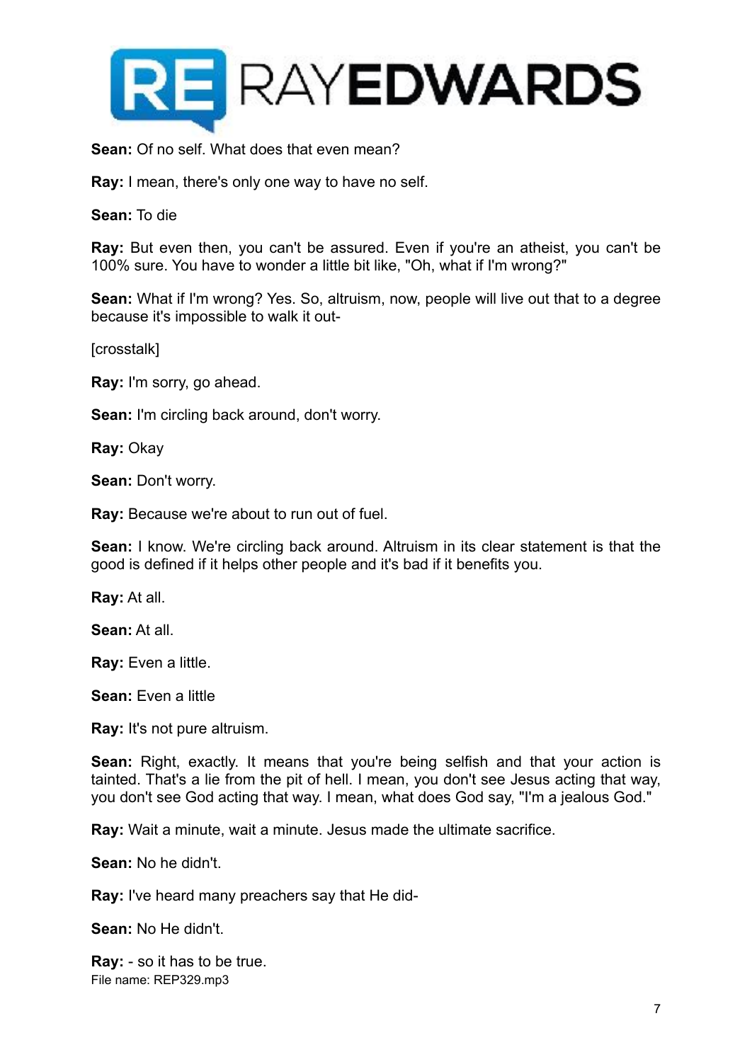**Sean:** Of no self. What does that even mean?

**Ray:** I mean, there's only one way to have no self.

**Sean:** To die

**Ray:** But even then, you can't be assured. Even if you're an atheist, you can't be 100% sure. You have to wonder a little bit like, "Oh, what if I'm wrong?"

**Sean:** What if I'm wrong? Yes. So, altruism, now, people will live out that to a degree because it's impossible to walk it out-

[crosstalk]

**Ray:** I'm sorry, go ahead.

**Sean:** I'm circling back around, don't worry.

**Ray:** Okay

**Sean:** Don't worry.

**Ray:** Because we're about to run out of fuel.

**Sean:** I know. We're circling back around. Altruism in its clear statement is that the good is defined if it helps other people and it's bad if it benefits you.

**Ray:** At all.

**Sean:** At all.

**Ray:** Even a little.

**Sean:** Even a little

**Ray:** It's not pure altruism.

**Sean:** Right, exactly. It means that you're being selfish and that your action is tainted. That's a lie from the pit of hell. I mean, you don't see Jesus acting that way, you don't see God acting that way. I mean, what does God say, "I'm a jealous God."

**Ray:** Wait a minute, wait a minute. Jesus made the ultimate sacrifice.

**Sean:** No he didn't.

**Ray:** I've heard many preachers say that He did-

**Sean:** No He didn't.

**Ray:** - so it has to be true.

File name: REP329.mp3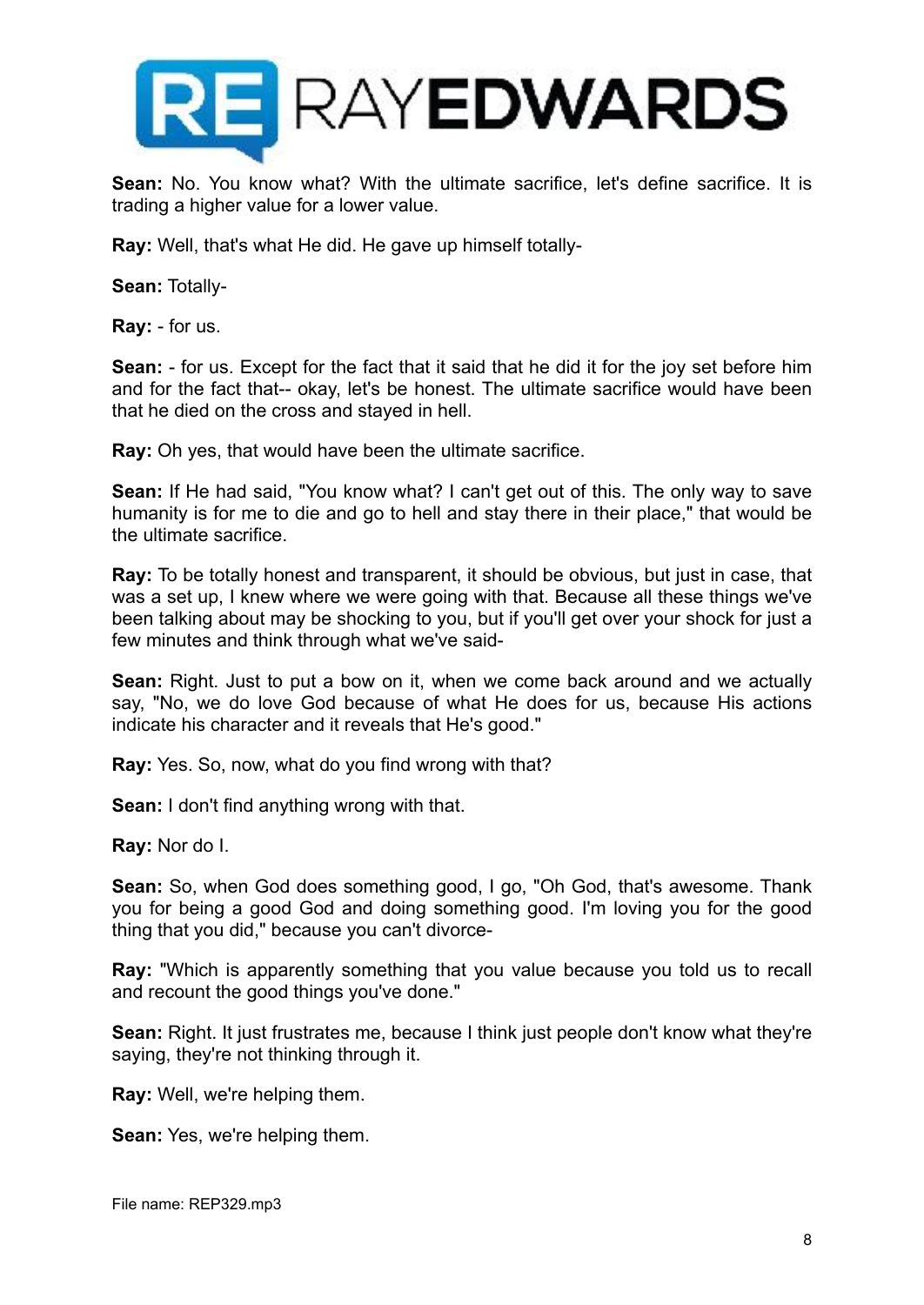**Sean:** No. You know what? With the ultimate sacrifice, let's define sacrifice. It is trading a higher value for a lower value.

**Ray:** Well, that's what He did. He gave up himself totally-

**Sean:** Totally-

**Ray:** - for us.

**Sean:** - for us. Except for the fact that it said that he did it for the joy set before him and for the fact that-- okay, let's be honest. The ultimate sacrifice would have been that he died on the cross and stayed in hell.

**Ray:** Oh yes, that would have been the ultimate sacrifice.

**Sean:** If He had said, "You know what? I can't get out of this. The only way to save humanity is for me to die and go to hell and stay there in their place," that would be the ultimate sacrifice.

**Ray:** To be totally honest and transparent, it should be obvious, but just in case, that was a set up, I knew where we were going with that. Because all these things we've been talking about may be shocking to you, but if you'll get over your shock for just a few minutes and think through what we've said-

**Sean:** Right. Just to put a bow on it, when we come back around and we actually say, "No, we do love God because of what He does for us, because His actions indicate his character and it reveals that He's good."

**Ray:** Yes. So, now, what do you find wrong with that?

**Sean:** I don't find anything wrong with that.

**Ray:** Nor do I.

**Sean:** So, when God does something good, I go, "Oh God, that's awesome. Thank you for being a good God and doing something good. I'm loving you for the good thing that you did," because you can't divorce-

**Ray:** "Which is apparently something that you value because you told us to recall and recount the good things you've done."

**Sean:** Right. It just frustrates me, because I think just people don't know what they're saying, they're not thinking through it.

**Ray:** Well, we're helping them.

**Sean:** Yes, we're helping them.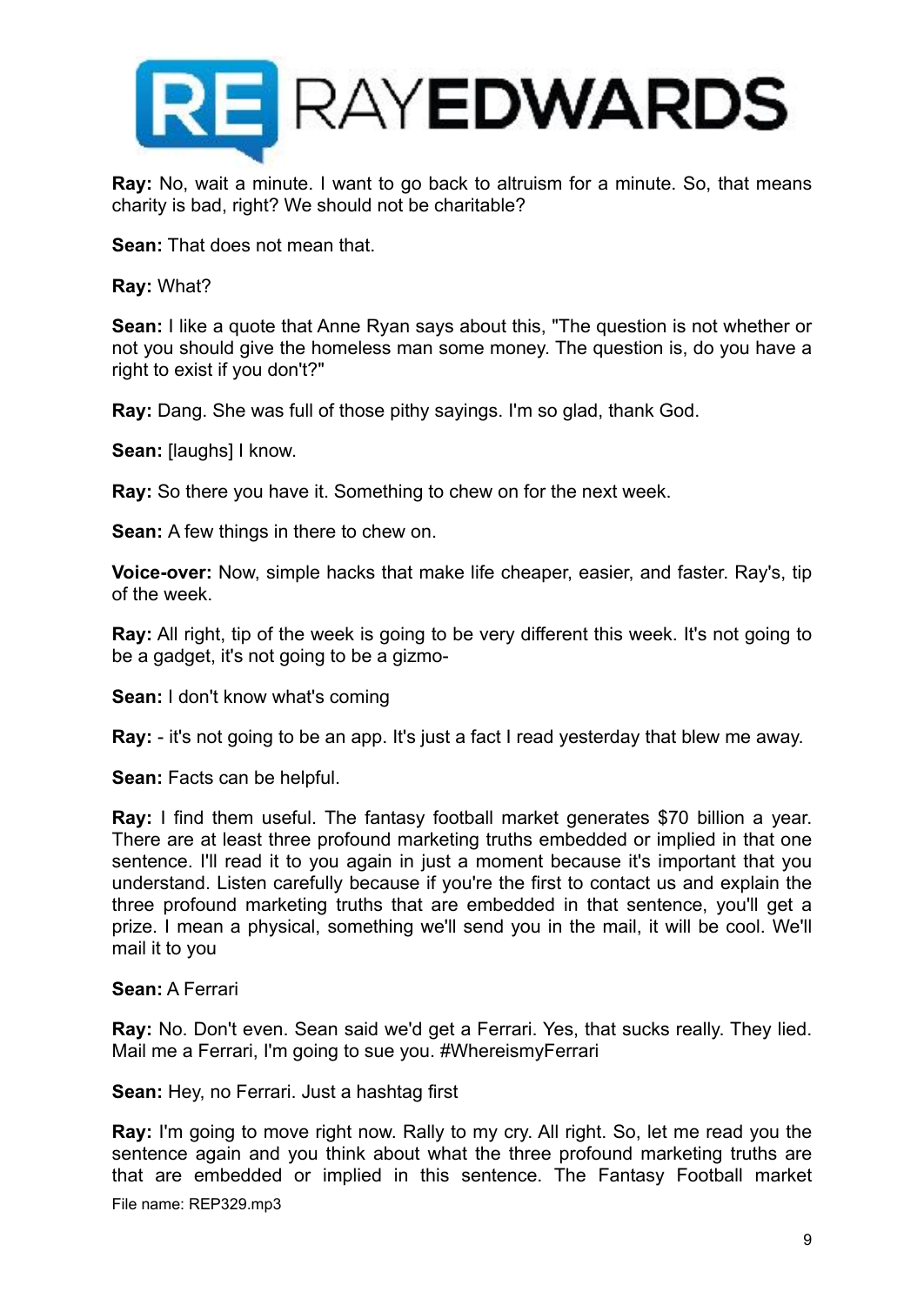**Ray:** No, wait a minute. I want to go back to altruism for a minute. So, that means charity is bad, right? We should not be charitable?

**Sean:** That does not mean that.

**Ray:** What?

**Sean:** I like a quote that Anne Ryan says about this, "The question is not whether or not you should give the homeless man some money. The question is, do you have a right to exist if you don't?"

**Ray:** Dang. She was full of those pithy sayings. I'm so glad, thank God.

**Sean:** [laughs] I know.

**Ray:** So there you have it. Something to chew on for the next week.

**Sean:** A few things in there to chew on.

**Voice-over:** Now, simple hacks that make life cheaper, easier, and faster. Ray's, tip of the week.

**Ray:** All right, tip of the week is going to be very different this week. It's not going to be a gadget, it's not going to be a gizmo-

**Sean:** I don't know what's coming

**Ray:** - it's not going to be an app. It's just a fact I read yesterday that blew me away.

**Sean:** Facts can be helpful.

**Ray:** I find them useful. The fantasy football market generates $70 billion a year. There are at least three profound marketing truths embedded or implied in that one sentence. I'll read it to you again in just a moment because it's important that you understand. Listen carefully because if you're the first to contact us and explain the three profound marketing truths that are embedded in that sentence, you'll get a prize. I mean a physical, something we'll send you in the mail, it will be cool. We'll mail it to you

**Sean:** A Ferrari

**Ray:** No. Don't even. Sean said we'd get a Ferrari. Yes, that sucks really. They lied. Mail me a Ferrari, I'm going to sue you. #WhereismyFerrari

**Sean:** Hey, no Ferrari. Just a hashtag first

**Ray:** I'm going to move right now. Rally to my cry. All right. So, let me read you the sentence again and you think about what the three profound marketing truths are that are embedded or implied in this sentence. The Fantasy Football market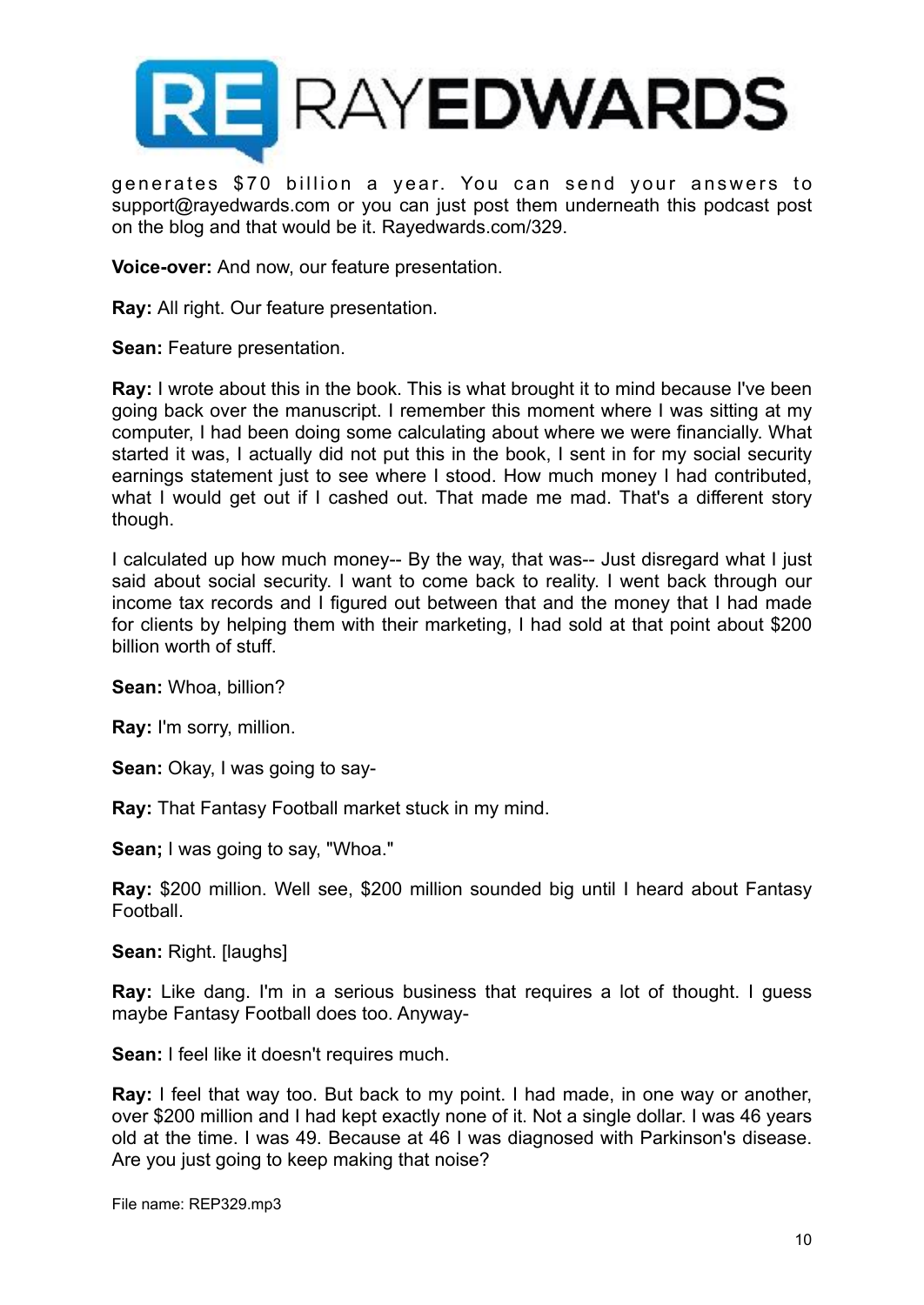generates $70 billion a year. You can send your answers to support@rayedwards.com or you can just post them underneath this podcast post on the blog and that would be it. Rayedwards.com/329.

**Voice-over:** And now, our feature presentation.

**Ray:** All right. Our feature presentation.

**Sean:** Feature presentation.

**Ray:** I wrote about this in the book. This is what brought it to mind because I've been going back over the manuscript. I remember this moment where I was sitting at my computer, I had been doing some calculating about where we were financially. What started it was, I actually did not put this in the book, I sent in for my social security earnings statement just to see where I stood. How much money I had contributed, what I would get out if I cashed out. That made me mad. That's a different story though.

I calculated up how much money-- By the way, that was-- Just disregard what I just said about social security. I want to come back to reality. I went back through our income tax records and I figured out between that and the money that I had made for clients by helping them with their marketing, I had sold at that point about $200 billion worth of stuff.

**Sean:** Whoa, billion?

**Ray:** I'm sorry, million.

**Sean:** Okay, I was going to say-

**Ray:** That Fantasy Football market stuck in my mind.

**Sean;** I was going to say, "Whoa."

**Ray:** $200 million. Well see, $200 million sounded big until I heard about Fantasy Football.

**Sean:** Right. [laughs]

**Ray:** Like dang. I'm in a serious business that requires a lot of thought. I guess maybe Fantasy Football does too. Anyway-

**Sean:** I feel like it doesn't requires much.

**Ray:** I feel that way too. But back to my point. I had made, in one way or another, over $200 million and I had kept exactly none of it. Not a single dollar. I was 46 years old at the time. I was 49. Because at 46 I was diagnosed with Parkinson's disease. Are you just going to keep making that noise?

File name: REP329.mp3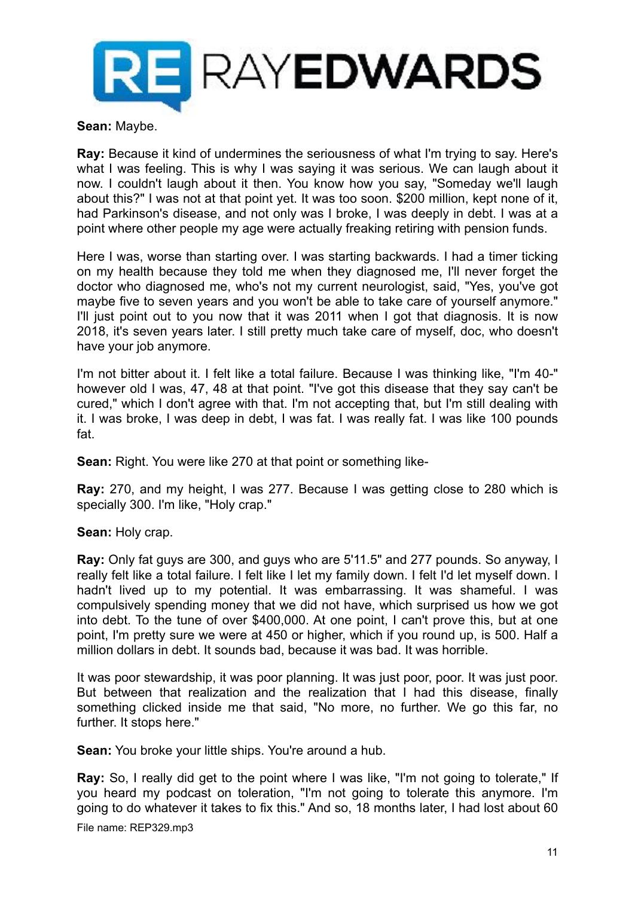**Sean:** Maybe.

**Ray:** Because it kind of undermines the seriousness of what I'm trying to say. Here's what I was feeling. This is why I was saying it was serious. We can laugh about it now. I couldn't laugh about it then. You know how you say, "Someday we'll laugh about this?" I was not at that point yet. It was too soon. $200 million, kept none of it, had Parkinson's disease, and not only was I broke, I was deeply in debt. I was at a point where other people my age were actually freaking retiring with pension funds.

Here I was, worse than starting over. I was starting backwards. I had a timer ticking on my health because they told me when they diagnosed me, I'll never forget the doctor who diagnosed me, who's not my current neurologist, said, "Yes, you've got maybe five to seven years and you won't be able to take care of yourself anymore." I'll just point out to you now that it was 2011 when I got that diagnosis. It is now 2018, it's seven years later. I still pretty much take care of myself, doc, who doesn't have your job anymore.

I'm not bitter about it. I felt like a total failure. Because I was thinking like, "I'm 40-" however old I was, 47, 48 at that point. "I've got this disease that they say can't be cured," which I don't agree with that. I'm not accepting that, but I'm still dealing with it. I was broke, I was deep in debt, I was fat. I was really fat. I was like 100 pounds fat.

**Sean:** Right. You were like 270 at that point or something like-

**Ray:** 270, and my height, I was 277. Because I was getting close to 280 which is specially 300. I'm like, "Holy crap."

**Sean:** Holy crap.

**Ray:** Only fat guys are 300, and guys who are 5'11.5" and 277 pounds. So anyway, I really felt like a total failure. I felt like I let my family down. I felt I'd let myself down. I hadn't lived up to my potential. It was embarrassing. It was shameful. I was compulsively spending money that we did not have, which surprised us how we got into debt. To the tune of over $400,000. At one point, I can't prove this, but at one point, I'm pretty sure we were at 450 or higher, which if you round up, is 500. Half a million dollars in debt. It sounds bad, because it was bad. It was horrible.

It was poor stewardship, it was poor planning. It was just poor, poor. It was just poor. But between that realization and the realization that I had this disease, finally something clicked inside me that said, "No more, no further. We go this far, no further. It stops here."

**Sean:** You broke your little ships. You're around a hub.

**Ray:** So, I really did get to the point where I was like, "I'm not going to tolerate," If you heard my podcast on toleration, "I'm not going to tolerate this anymore. I'm going to do whatever it takes to fix this." And so, 18 months later, I had lost about 60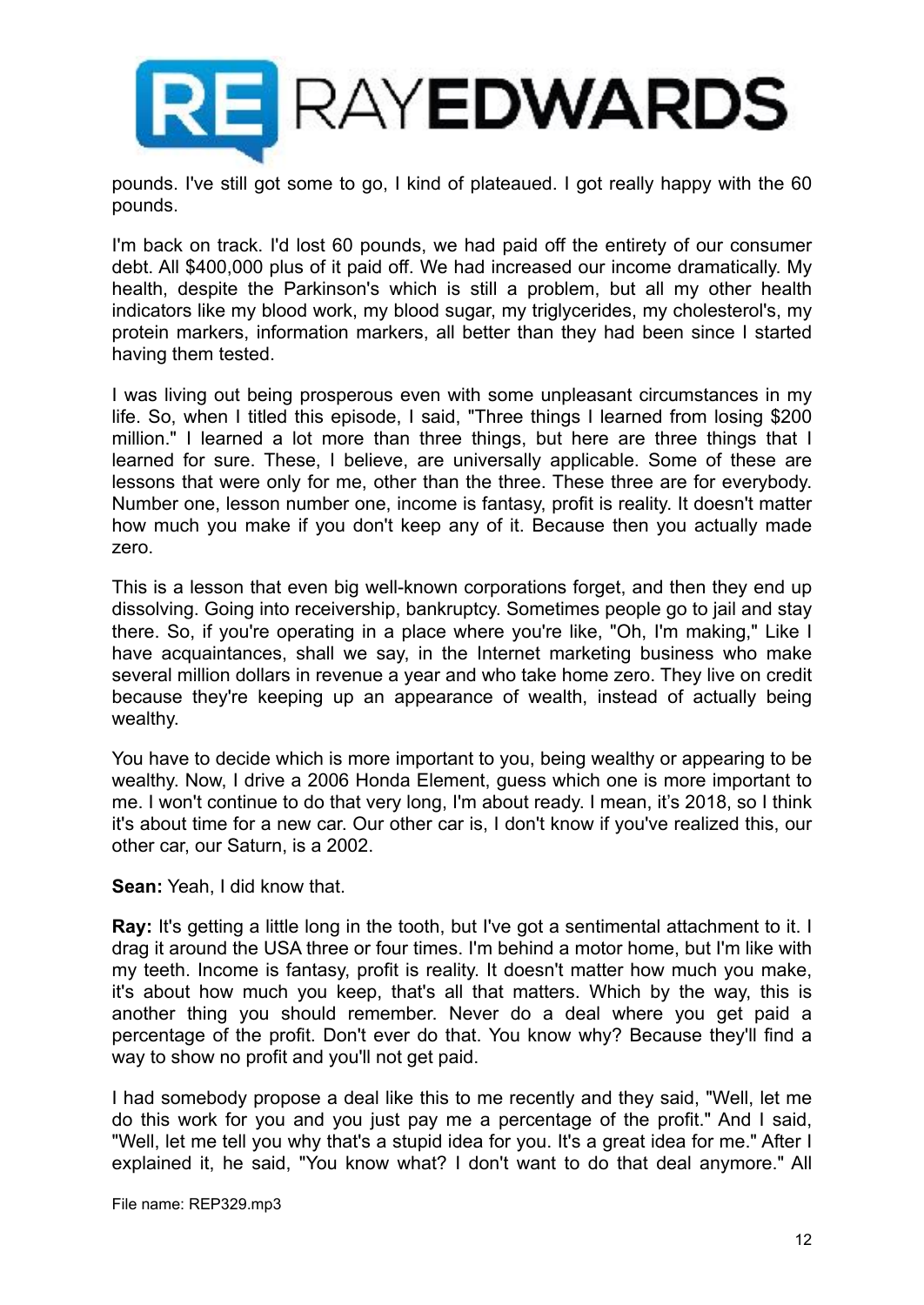pounds. I've still got some to go, I kind of plateaued. I got really happy with the 60 pounds.

I'm back on track. I'd lost 60 pounds, we had paid off the entirety of our consumer debt. All $400,000 plus of it paid off. We had increased our income dramatically. My health, despite the Parkinson's which is still a problem, but all my other health indicators like my blood work, my blood sugar, my triglycerides, my cholesterol's, my protein markers, information markers, all better than they had been since I started having them tested.

I was living out being prosperous even with some unpleasant circumstances in my life. So, when I titled this episode, I said, "Three things I learned from losing $200 million." I learned a lot more than three things, but here are three things that I learned for sure. These, I believe, are universally applicable. Some of these are lessons that were only for me, other than the three. These three are for everybody. Number one, lesson number one, income is fantasy, profit is reality. It doesn't matter how much you make if you don't keep any of it. Because then you actually made zero.

This is a lesson that even big well-known corporations forget, and then they end up dissolving. Going into receivership, bankruptcy. Sometimes people go to jail and stay there. So, if you're operating in a place where you're like, "Oh, I'm making," Like I have acquaintances, shall we say, in the Internet marketing business who make several million dollars in revenue a year and who take home zero. They live on credit because they're keeping up an appearance of wealth, instead of actually being wealthy.

You have to decide which is more important to you, being wealthy or appearing to be wealthy. Now, I drive a 2006 Honda Element, guess which one is more important to me. I won't continue to do that very long, I'm about ready. I mean, it's 2018, so I think it's about time for a new car. Our other car is, I don't know if you've realized this, our other car, our Saturn, is a 2002.

**Sean:** Yeah, I did know that.

**Ray:** It's getting a little long in the tooth, but I've got a sentimental attachment to it. I drag it around the USA three or four times. I'm behind a motor home, but I'm like with my teeth. Income is fantasy, profit is reality. It doesn't matter how much you make, it's about how much you keep, that's all that matters. Which by the way, this is another thing you should remember. Never do a deal where you get paid a percentage of the profit. Don't ever do that. You know why? Because they'll find a way to show no profit and you'll not get paid.

I had somebody propose a deal like this to me recently and they said, "Well, let me do this work for you and you just pay me a percentage of the profit." And I said, "Well, let me tell you why that's a stupid idea for you. It's a great idea for me." After I explained it, he said, "You know what? I don't want to do that deal anymore." All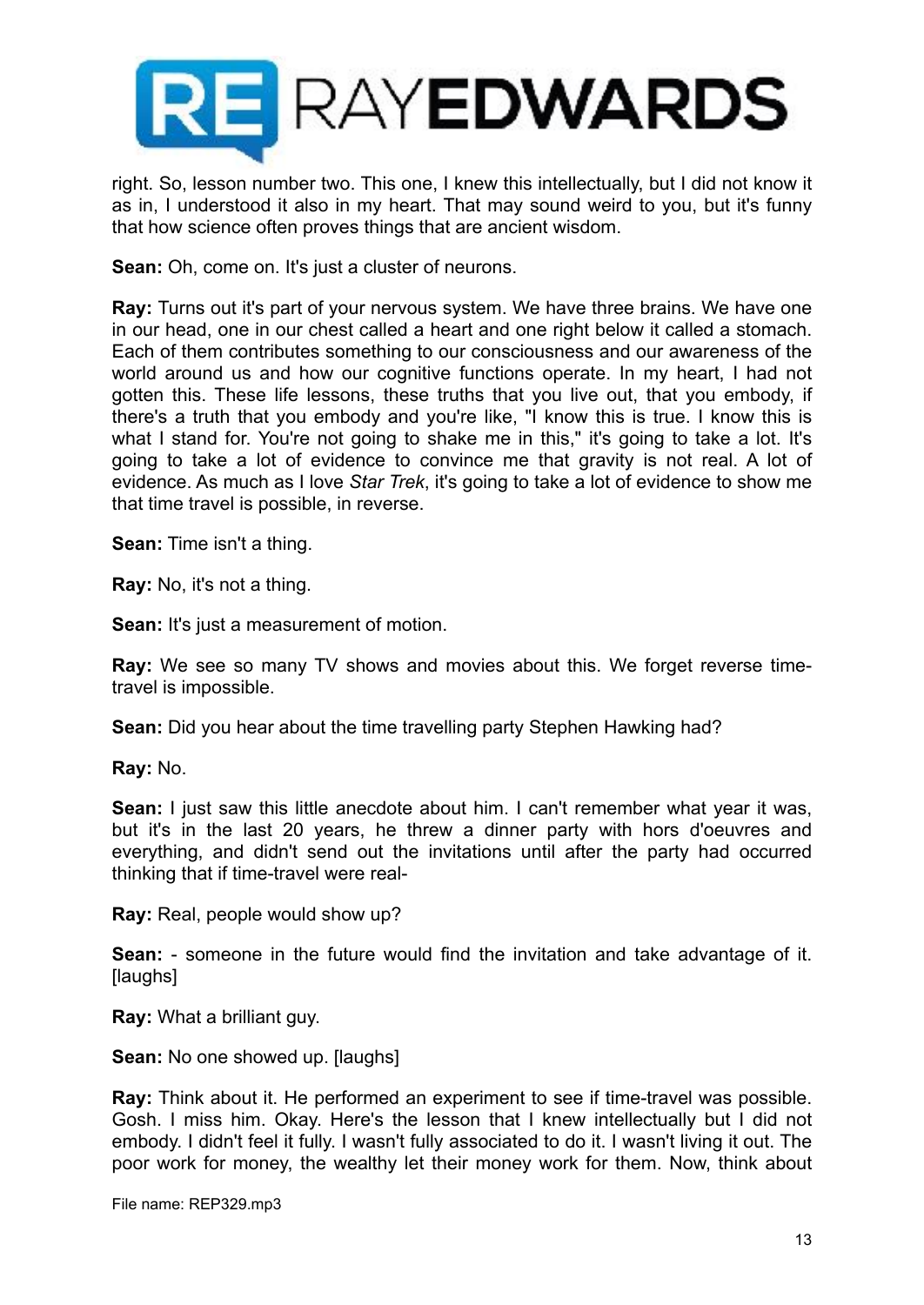right. So, lesson number two. This one, I knew this intellectually, but I did not know it as in, I understood it also in my heart. That may sound weird to you, but it's funny that how science often proves things that are ancient wisdom.

**Sean:** Oh, come on. It's just a cluster of neurons.

**Ray:** Turns out it's part of your nervous system. We have three brains. We have one in our head, one in our chest called a heart and one right below it called a stomach. Each of them contributes something to our consciousness and our awareness of the world around us and how our cognitive functions operate. In my heart, I had not gotten this. These life lessons, these truths that you live out, that you embody, if there's a truth that you embody and you're like, "I know this is true. I know this is what I stand for. You're not going to shake me in this," it's going to take a lot. It's going to take a lot of evidence to convince me that gravity is not real. A lot of evidence. As much as I love *Star Trek*, it's going to take a lot of evidence to show me that time travel is possible, in reverse.

**Sean:** Time isn't a thing.

**Ray:** No, it's not a thing.

**Sean:** It's just a measurement of motion.

**Ray:** We see so many TV shows and movies about this. We forget reverse time-travel is impossible.

**Sean:** Did you hear about the time travelling party Stephen Hawking had?

**Ray:** No.

**Sean:** I just saw this little anecdote about him. I can't remember what year it was, but it's in the last 20 years, he threw a dinner party with hors d'oeuvres and everything, and didn't send out the invitations until after the party had occurred thinking that if time-travel were real-

**Ray:** Real, people would show up?

**Sean:** - someone in the future would find the invitation and take advantage of it. [laughs]

**Ray:** What a brilliant guy.

**Sean:** No one showed up. [laughs]

**Ray:** Think about it. He performed an experiment to see if time-travel was possible. Gosh. I miss him. Okay. Here's the lesson that I knew intellectually but I did not embody. I didn't feel it fully. I wasn't fully associated to do it. I wasn't living it out. The poor work for money, the wealthy let their money work for them. Now, think about

File name: REP329.mp3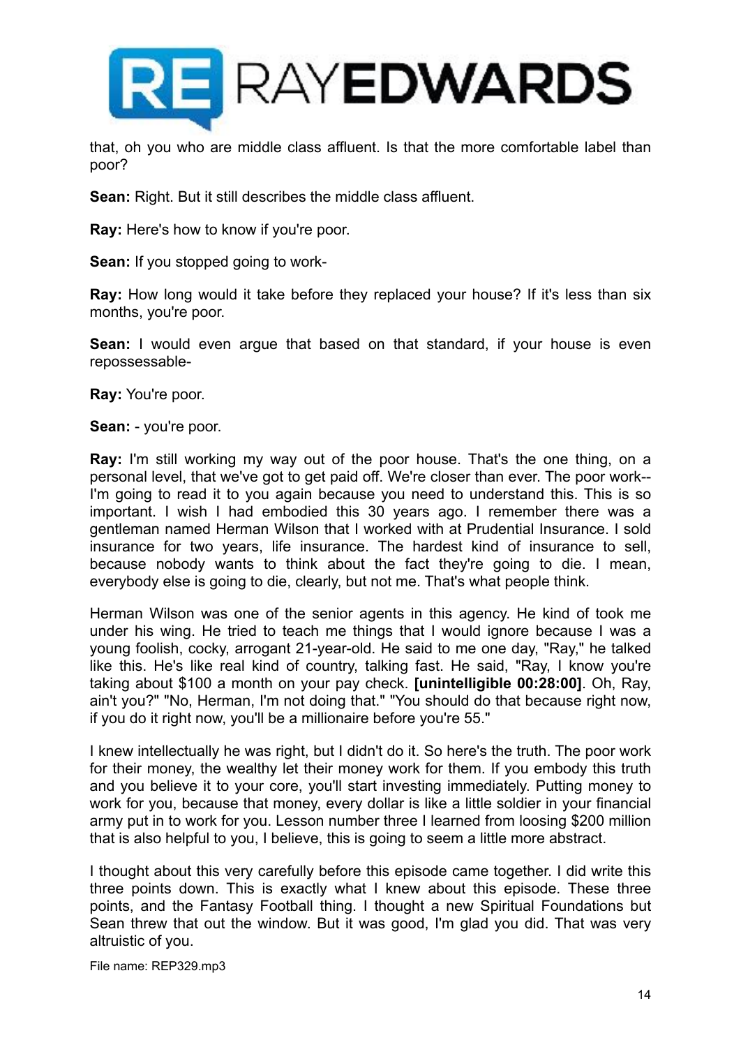that, oh you who are middle class affluent. Is that the more comfortable label than poor?

**Sean:** Right. But it still describes the middle class affluent.

**Ray:** Here's how to know if you're poor.

**Sean:** If you stopped going to work-

**Ray:** How long would it take before they replaced your house? If it's less than six months, you're poor.

**Sean:** I would even argue that based on that standard, if your house is even repossessable-

**Ray:** You're poor.

**Sean:** - you're poor.

**Ray:** I'm still working my way out of the poor house. That's the one thing, on a personal level, that we've got to get paid off. We're closer than ever. The poor work-- I'm going to read it to you again because you need to understand this. This is so important. I wish I had embodied this 30 years ago. I remember there was a gentleman named Herman Wilson that I worked with at Prudential Insurance. I sold insurance for two years, life insurance. The hardest kind of insurance to sell, because nobody wants to think about the fact they're going to die. I mean, everybody else is going to die, clearly, but not me. That's what people think.

Herman Wilson was one of the senior agents in this agency. He kind of took me under his wing. He tried to teach me things that I would ignore because I was a young foolish, cocky, arrogant 21-year-old. He said to me one day, "Ray," he talked like this. He's like real kind of country, talking fast. He said, "Ray, I know you're taking about $100 a month on your pay check. **[unintelligible 00:28:00]**. Oh, Ray, ain't you?" "No, Herman, I'm not doing that." "You should do that because right now, if you do it right now, you'll be a millionaire before you're 55."

I knew intellectually he was right, but I didn't do it. So here's the truth. The poor work for their money, the wealthy let their money work for them. If you embody this truth and you believe it to your core, you'll start investing immediately. Putting money to work for you, because that money, every dollar is like a little soldier in your financial army put in to work for you. Lesson number three I learned from loosing $200 million that is also helpful to you, I believe, this is going to seem a little more abstract.

I thought about this very carefully before this episode came together. I did write this three points down. This is exactly what I knew about this episode. These three points, and the Fantasy Football thing. I thought a new Spiritual Foundations but Sean threw that out the window. But it was good, I'm glad you did. That was very altruistic of you.

File name: REP329.mp3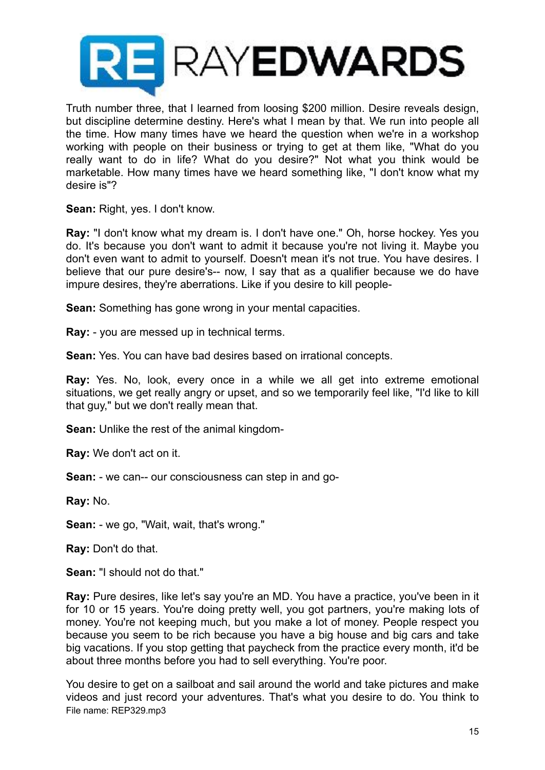Truth number three, that I learned from loosing $200 million. Desire reveals design, but discipline determine destiny. Here's what I mean by that. We run into people all the time. How many times have we heard the question when we're in a workshop working with people on their business or trying to get at them like, "What do you really want to do in life? What do you desire?" Not what you think would be marketable. How many times have we heard something like, "I don't know what my desire is"?

**Sean:** Right, yes. I don't know.

**Ray:** "I don't know what my dream is. I don't have one." Oh, horse hockey. Yes you do. It's because you don't want to admit it because you're not living it. Maybe you don't even want to admit to yourself. Doesn't mean it's not true. You have desires. I believe that our pure desire's-- now, I say that as a qualifier because we do have impure desires, they're aberrations. Like if you desire to kill people-

**Sean:** Something has gone wrong in your mental capacities.

**Ray:** - you are messed up in technical terms.

**Sean:** Yes. You can have bad desires based on irrational concepts.

**Ray:** Yes. No, look, every once in a while we all get into extreme emotional situations, we get really angry or upset, and so we temporarily feel like, "I'd like to kill that guy," but we don't really mean that.

**Sean:** Unlike the rest of the animal kingdom-

**Ray:** We don't act on it.

**Sean:** - we can-- our consciousness can step in and go-

**Ray:** No.

**Sean:** - we go, "Wait, wait, that's wrong."

**Ray:** Don't do that.

**Sean:** "I should not do that."

**Ray:** Pure desires, like let's say you're an MD. You have a practice, you've been in it for 10 or 15 years. You're doing pretty well, you got partners, you're making lots of money. You're not keeping much, but you make a lot of money. People respect you because you seem to be rich because you have a big house and big cars and take big vacations. If you stop getting that paycheck from the practice every month, it'd be about three months before you had to sell everything. You're poor.

You desire to get on a sailboat and sail around the world and take pictures and make videos and just record your adventures. That's what you desire to do. You think to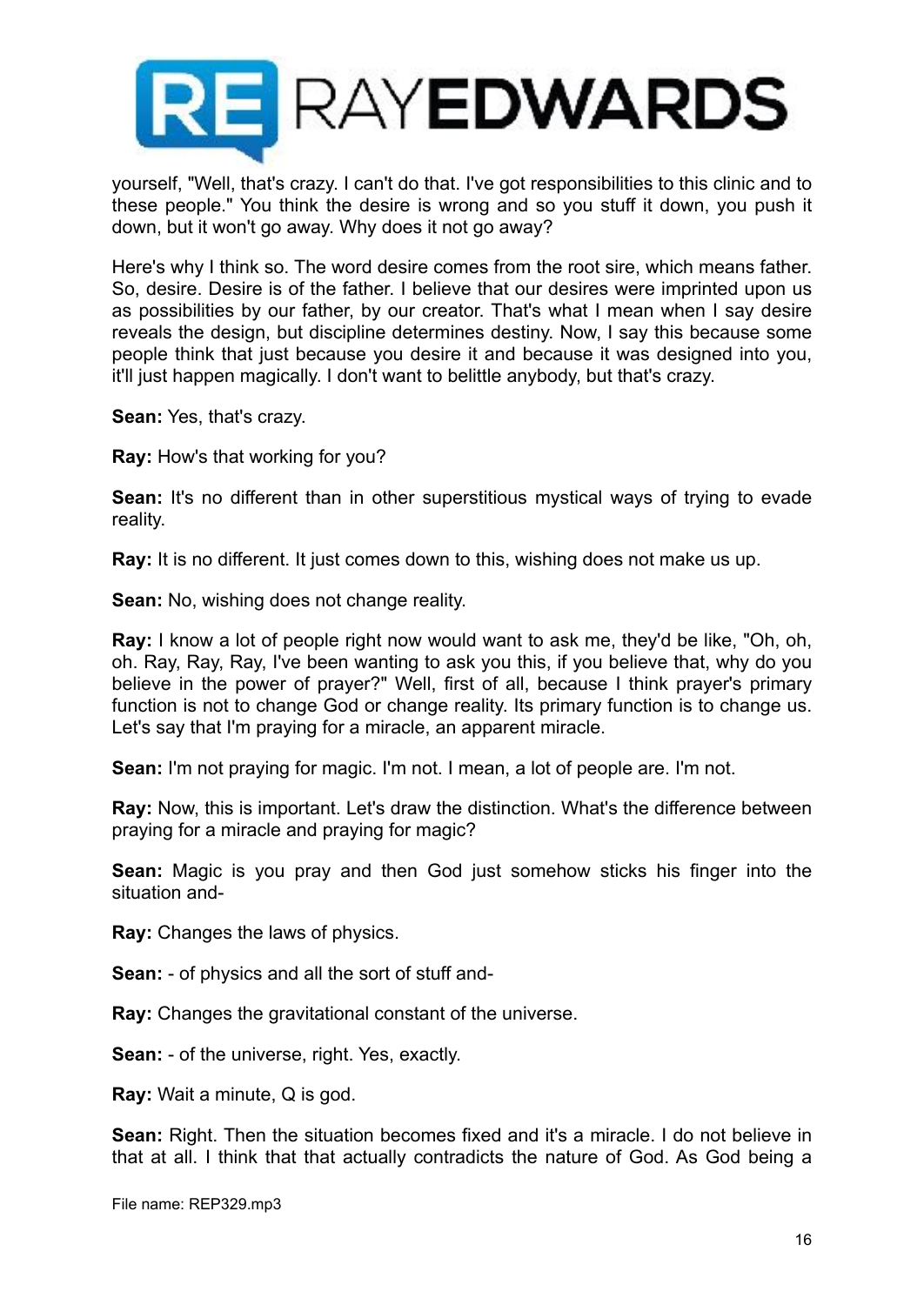yourself, "Well, that's crazy. I can't do that. I've got responsibilities to this clinic and to these people." You think the desire is wrong and so you stuff it down, you push it down, but it won't go away. Why does it not go away?

Here's why I think so. The word desire comes from the root sire, which means father. So, desire. Desire is of the father. I believe that our desires were imprinted upon us as possibilities by our father, by our creator. That's what I mean when I say desire reveals the design, but discipline determines destiny. Now, I say this because some people think that just because you desire it and because it was designed into you, it'll just happen magically. I don't want to belittle anybody, but that's crazy.

**Sean:** Yes, that's crazy.

**Ray:** How's that working for you?

**Sean:** It's no different than in other superstitious mystical ways of trying to evade reality.

**Ray:** It is no different. It just comes down to this, wishing does not make us up.

**Sean:** No, wishing does not change reality.

**Ray:** I know a lot of people right now would want to ask me, they'd be like, "Oh, oh, oh. Ray, Ray, Ray, I've been wanting to ask you this, if you believe that, why do you believe in the power of prayer?" Well, first of all, because I think prayer's primary function is not to change God or change reality. Its primary function is to change us. Let's say that I'm praying for a miracle, an apparent miracle.

**Sean:** I'm not praying for magic. I'm not. I mean, a lot of people are. I'm not.

**Ray:** Now, this is important. Let's draw the distinction. What's the difference between praying for a miracle and praying for magic?

**Sean:** Magic is you pray and then God just somehow sticks his finger into the situation and-

**Ray:** Changes the laws of physics.

**Sean:** - of physics and all the sort of stuff and-

**Ray:** Changes the gravitational constant of the universe.

**Sean:** - of the universe, right. Yes, exactly.

**Ray:** Wait a minute, Q is god.

**Sean:** Right. Then the situation becomes fixed and it's a miracle. I do not believe in that at all. I think that that actually contradicts the nature of God. As God being a

File name: REP329.mp3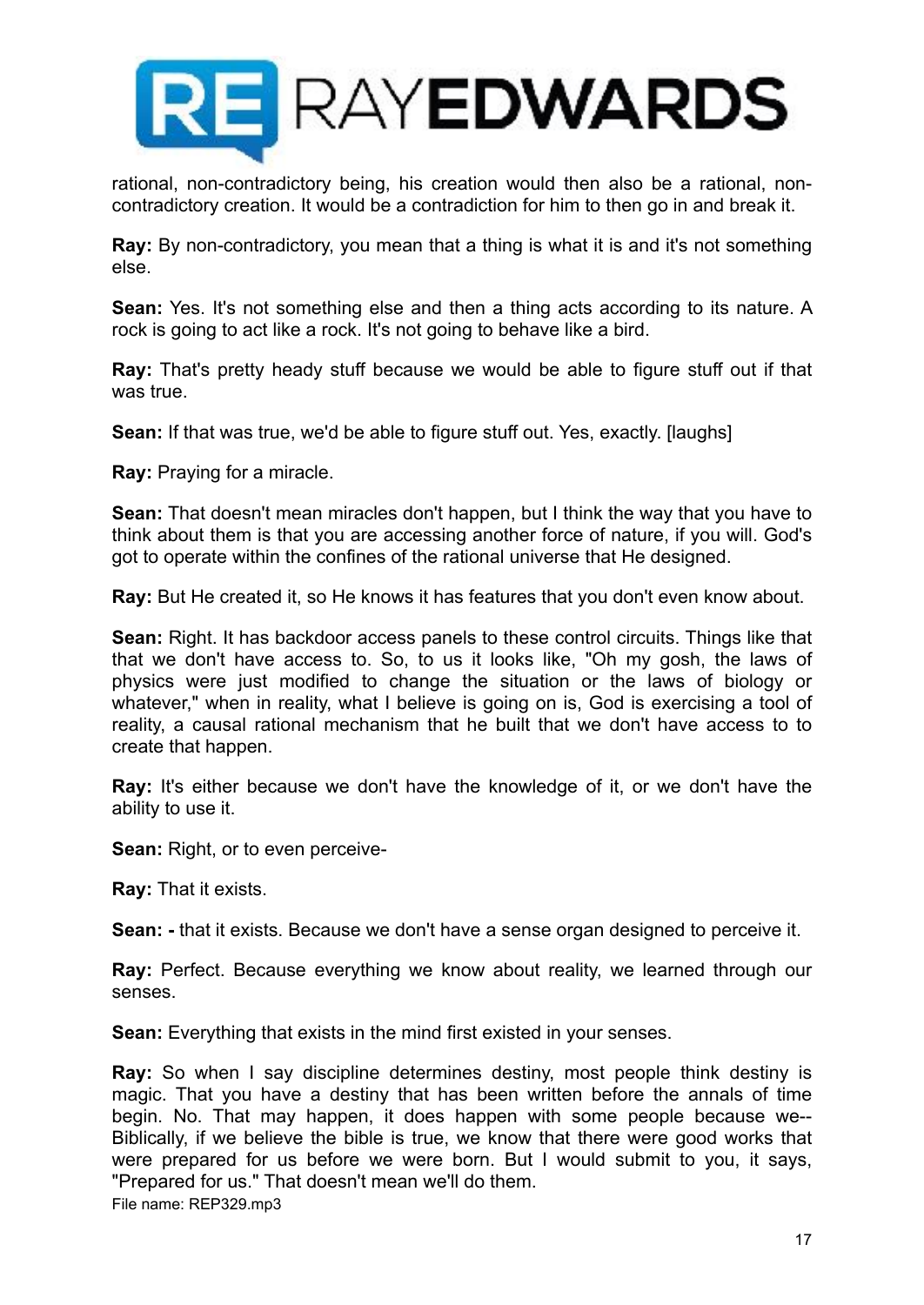rational, non-contradictory being, his creation would then also be a rational, non-contradictory creation. It would be a contradiction for him to then go in and break it.

**Ray:** By non-contradictory, you mean that a thing is what it is and it's not something else.

**Sean:** Yes. It's not something else and then a thing acts according to its nature. A rock is going to act like a rock. It's not going to behave like a bird.

**Ray:** That's pretty heady stuff because we would be able to figure stuff out if that was true.

**Sean:** If that was true, we'd be able to figure stuff out. Yes, exactly. [laughs]

**Ray:** Praying for a miracle.

**Sean:** That doesn't mean miracles don't happen, but I think the way that you have to think about them is that you are accessing another force of nature, if you will. God's got to operate within the confines of the rational universe that He designed.

**Ray:** But He created it, so He knows it has features that you don't even know about.

**Sean:** Right. It has backdoor access panels to these control circuits. Things like that that we don't have access to. So, to us it looks like, "Oh my gosh, the laws of physics were just modified to change the situation or the laws of biology or whatever," when in reality, what I believe is going on is, God is exercising a tool of reality, a causal rational mechanism that he built that we don't have access to to create that happen.

**Ray:** It's either because we don't have the knowledge of it, or we don't have the ability to use it.

**Sean:** Right, or to even perceive-

**Ray:** That it exists.

**Sean: -** that it exists. Because we don't have a sense organ designed to perceive it.

**Ray:** Perfect. Because everything we know about reality, we learned through our senses.

**Sean:** Everything that exists in the mind first existed in your senses.

**Ray:** So when I say discipline determines destiny, most people think destiny is magic. That you have a destiny that has been written before the annals of time begin. No. That may happen, it does happen with some people because we-- Biblically, if we believe the bible is true, we know that there were good works that were prepared for us before we were born. But I would submit to you, it says, "Prepared for us." That doesn't mean we'll do them.

File name: REP329.mp3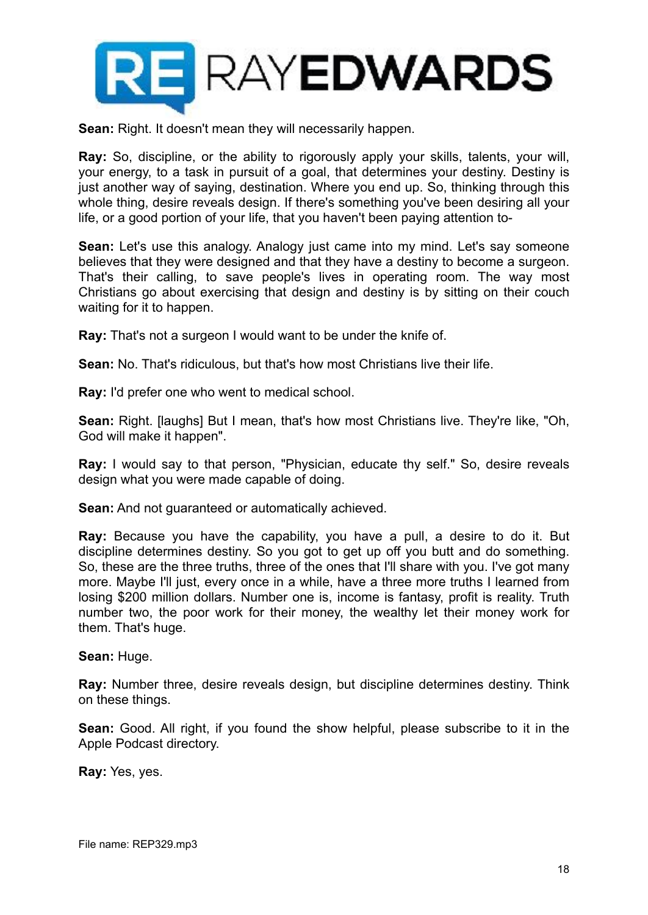**Sean:** Right. It doesn't mean they will necessarily happen.

**Ray:** So, discipline, or the ability to rigorously apply your skills, talents, your will, your energy, to a task in pursuit of a goal, that determines your destiny. Destiny is just another way of saying, destination. Where you end up. So, thinking through this whole thing, desire reveals design. If there's something you've been desiring all your life, or a good portion of your life, that you haven't been paying attention to-

**Sean:** Let's use this analogy. Analogy just came into my mind. Let's say someone believes that they were designed and that they have a destiny to become a surgeon. That's their calling, to save people's lives in operating room. The way most Christians go about exercising that design and destiny is by sitting on their couch waiting for it to happen.

**Ray:** That's not a surgeon I would want to be under the knife of.

**Sean:** No. That's ridiculous, but that's how most Christians live their life.

**Ray:** I'd prefer one who went to medical school.

**Sean:** Right. [laughs] But I mean, that's how most Christians live. They're like, "Oh, God will make it happen".

**Ray:** I would say to that person, "Physician, educate thy self." So, desire reveals design what you were made capable of doing.

**Sean:** And not guaranteed or automatically achieved.

**Ray:** Because you have the capability, you have a pull, a desire to do it. But discipline determines destiny. So you got to get up off you butt and do something. So, these are the three truths, three of the ones that I'll share with you. I've got many more. Maybe I'll just, every once in a while, have a three more truths I learned from losing $200 million dollars. Number one is, income is fantasy, profit is reality. Truth number two, the poor work for their money, the wealthy let their money work for them. That's huge.

**Sean:** Huge.

**Ray:** Number three, desire reveals design, but discipline determines destiny. Think on these things.

**Sean:** Good. All right, if you found the show helpful, please subscribe to it in the Apple Podcast directory.

**Ray:** Yes, yes.

File name: REP329.mp3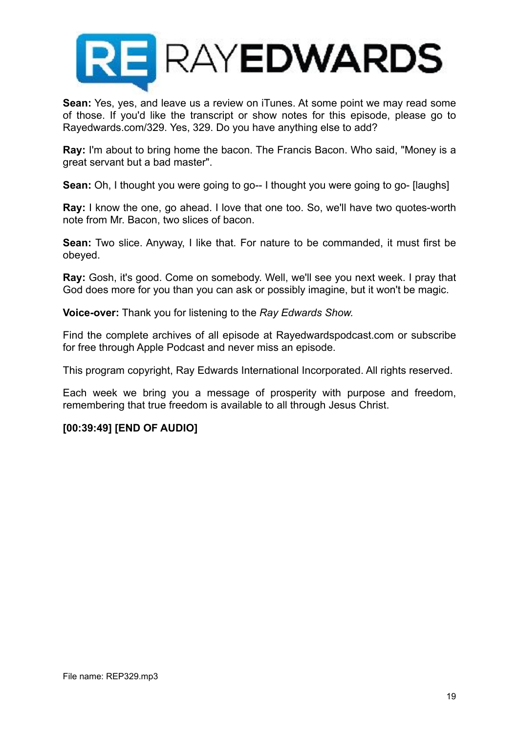**Sean:** Yes, yes, and leave us a review on iTunes. At some point we may read some of those. If you'd like the transcript or show notes for this episode, please go to Rayedwards.com/329. Yes, 329. Do you have anything else to add?

**Ray:** I'm about to bring home the bacon. The Francis Bacon. Who said, "Money is a great servant but a bad master".

**Sean:** Oh, I thought you were going to go-- I thought you were going to go- [laughs]

**Ray:** I know the one, go ahead. I love that one too. So, we'll have two quotes-worth note from Mr. Bacon, two slices of bacon.

**Sean:** Two slice. Anyway, I like that. For nature to be commanded, it must first be obeyed.

**Ray:** Gosh, it's good. Come on somebody. Well, we'll see you next week. I pray that God does more for you than you can ask or possibly imagine, but it won't be magic.

**Voice-over:** Thank you for listening to the *Ray Edwards Show.*

Find the complete archives of all episode at Rayedwardspodcast.com or subscribe for free through Apple Podcast and never miss an episode.

This program copyright, Ray Edwards International Incorporated. All rights reserved.

Each week we bring you a message of prosperity with purpose and freedom, remembering that true freedom is available to all through Jesus Christ.

**[00:39:49] [END OF AUDIO]**

File name: REP329.mp3